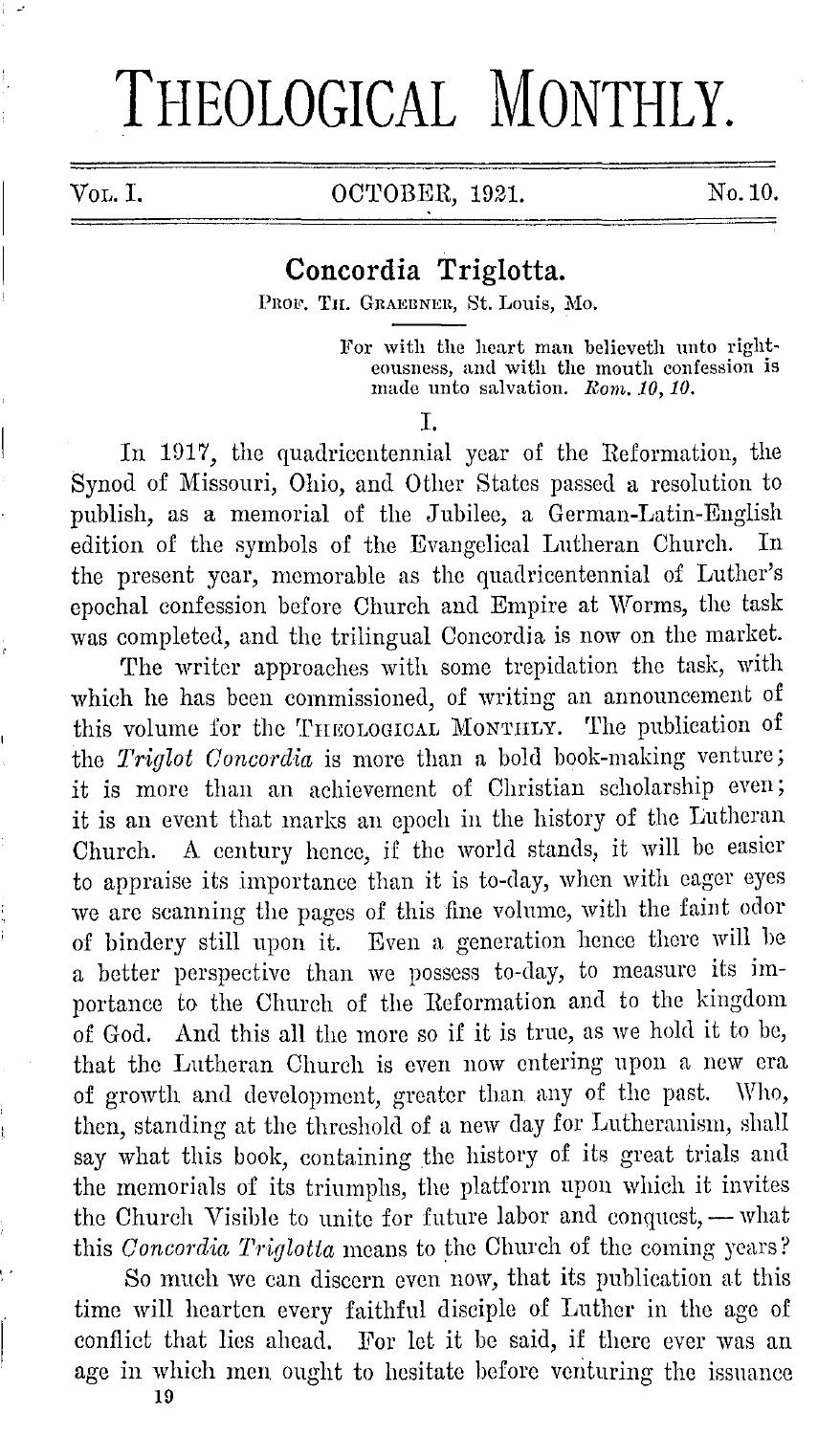# THEOLOGICAL MONTHLY.

Vol. I. OCTOBER, 1921. No. 10.

## Concordia Triglotta.

PROF. TH. GRAEBNER, St. Louis, Mo.

> For with the heart man believeth unto righteousness, and with the mouth confession is made unto salvation. *Rom. 10, 10.*

I.

In 1917, the quadricentennial year of the Reformation, the Synod of Missouri, Ohio, and Other States passed a resolution to publish, as a memorial of the Jubilee, a German-Latin-English edition of the symbols of the Evangelical Lutheran Church. In the present year, memorable as the quadricentennial of Luther's epochal confession before Church and Empire at Worms, the task was completed, and the trilingual Concordia is now on the market.

The writer approaches with some trepidation the task, with which he has been commissioned, of writing an announcement of this volume for the THEOLOGICAL MONTHLY. The publication of the *Triglot Concordia* is more than a bold book-making venture; it is more than an achievement of Christian scholarship even; it is an event that marks an epoch in the history of the Lutheran Church. A century hence, if the world stands, it will be easier to appraise its importance than it is to-day, when with eager eyes we are scanning the pages of this fine volume, with the faint odor of bindery still upon it. Even a generation hence there will be a better perspective than we possess to-day, to measure its importance to the Church of the Reformation and to the kingdom of God. And this all the more so if it is true, as we hold it to be, that the Lutheran Church is even now entering upon a new era of growth and development, greater than any of the past. Who, then, standing at the threshold of a new day for Lutheranism, shall say what this book, containing the history of its great trials and the memorials of its triumphs, the platform upon which it invites the Church Visible to unite for future labor and conquest, — what this *Concordia Triglotta* means to the Church of the coming years?

So much we can discern even now, that its publication at this time will hearten every faithful disciple of Luther in the age of conflict that lies ahead. For let it be said, if there ever was an age in which men ought to hesitate before venturing the issuance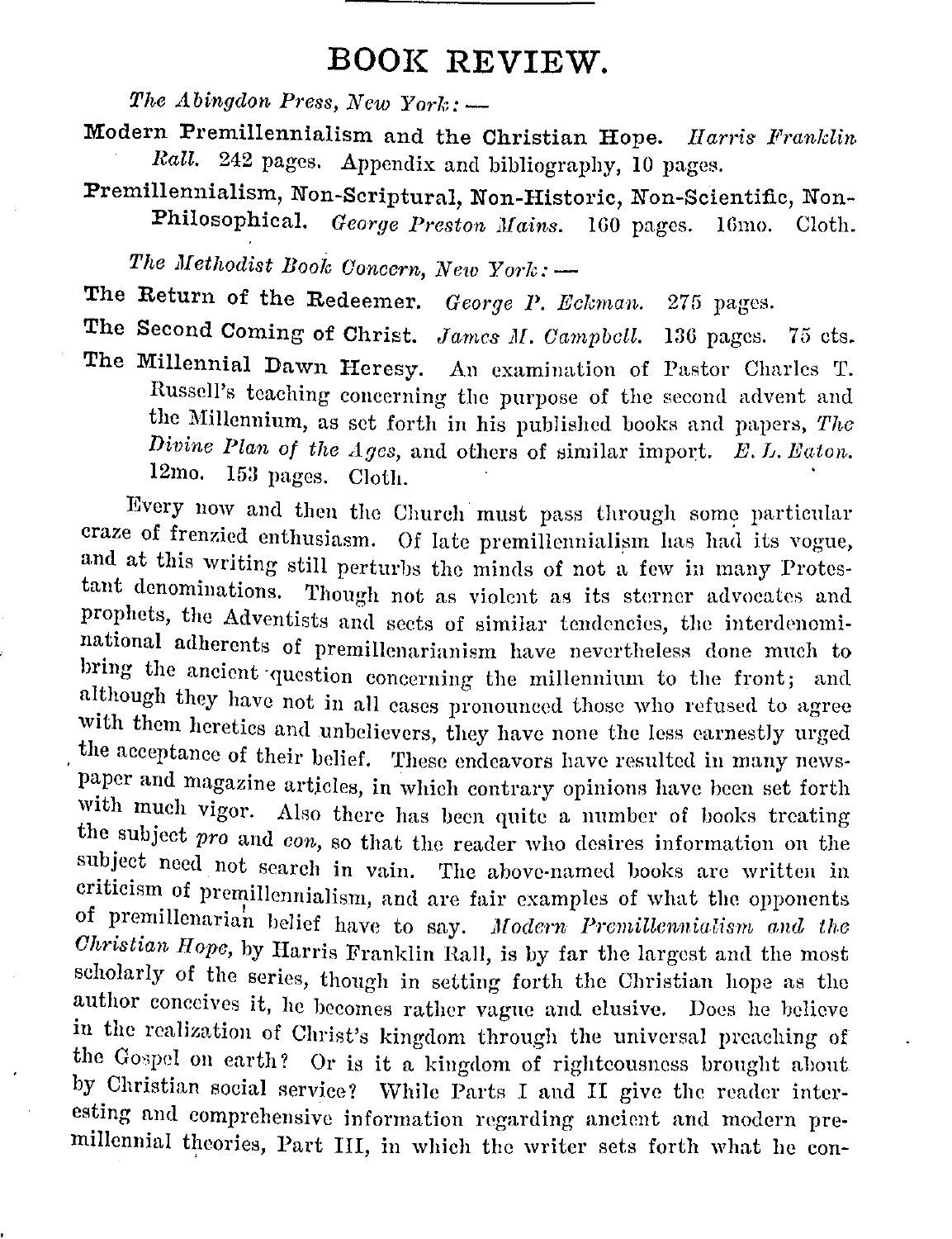## BOOK REVIEW.

*The Abingdon Press, New York:* —

**Modern Premillennialism and the Christian Hope.** *Harris Franklin Rall.* 242 pages. Appendix and bibliography, 10 pages.

**Premillennialism, Non-Scriptural, Non-Historic, Non-Scientific, Non-Philosophical.** *George Preston Mains.* 160 pages. 16mo. Cloth.

*The Methodist Book Concern, New York:* —

**The Return of the Redeemer.** *George P. Eckman.* 275 pages.

**The Second Coming of Christ.** *James M. Campbell.* 136 pages. 75 cts.

**The Millennial Dawn Heresy.** An examination of Pastor Charles T. Russell's teaching concerning the purpose of the second advent and the Millennium, as set forth in his published books and papers, *The Divine Plan of the Ages,* and others of similar import. *E. L. Eaton.* 12mo. 153 pages. Cloth.

Every now and then the Church must pass through some particular craze of frenzied enthusiasm. Of late premillennialism has had its vogue, and at this writing still perturbs the minds of not a few in many Protestant denominations. Though not as violent as its sterner advocates and prophets, the Adventists and sects of similar tendencies, the interdenominational adherents of premillenarianism have nevertheless done much to bring the ancient question concerning the millennium to the front; and although they have not in all cases pronounced those who refused to agree with them heretics and unbelievers, they have none the less earnestly urged the acceptance of their belief. These endeavors have resulted in many newspaper and magazine articles, in which contrary opinions have been set forth with much vigor. Also there has been quite a number of books treating the subject *pro* and *con,* so that the reader who desires information on the subject need not search in vain. The above-named books are written in criticism of premillennialism, and are fair examples of what the opponents of premillenarian belief have to say. *Modern Premillennialism and the Christian Hope,* by Harris Franklin Rall, is by far the largest and the most scholarly of the series, though in setting forth the Christian hope as the author conceives it, he becomes rather vague and elusive. Does he believe in the realization of Christ's kingdom through the universal preaching of the Gospel on earth? Or is it a kingdom of righteousness brought about by Christian social service? While Parts I and II give the reader interesting and comprehensive information regarding ancient and modern premillennial theories, Part III, in which the writer sets forth what he con-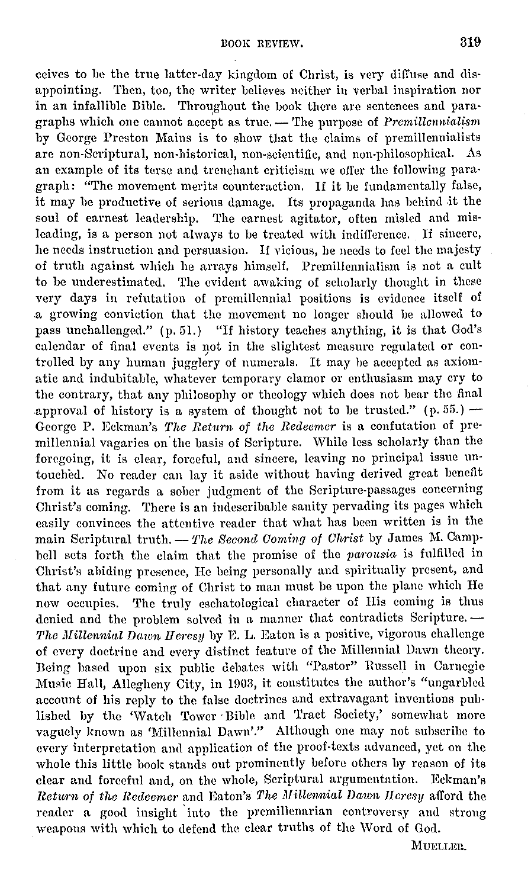ceives to be the true latter-day kingdom of Christ, is very diffuse and disappointing. Then, too, the writer believes neither in verbal inspiration nor in an infallible Bible. Throughout the book there are sentences and paragraphs which one cannot accept as true. — The purpose of *Premillennialism* by George Preston Mains is to show that the claims of premillennialists are non-Scriptural, non-historical, non-scientific, and non-philosophical. As an example of its terse and trenchant criticism we offer the following paragraph: "The movement merits counteraction. If it be fundamentally false, it may be productive of serious damage. Its propaganda has behind it the soul of earnest leadership. The earnest agitator, often misled and misleading, is a person not always to be treated with indifference. If sincere, he needs instruction and persuasion. If vicious, he needs to feel the majesty of truth against which he arrays himself. Premillennialism is not a cult to be underestimated. The evident awaking of scholarly thought in these very days in refutation of premillennial positions is evidence itself of a growing conviction that the movement no longer should be allowed to pass unchallenged." (p. 51.) "If history teaches anything, it is that God's calendar of final events is not in the slightest measure regulated or controlled by any human jugglery of numerals. It may be accepted as axiomatic and indubitable, whatever temporary clamor or enthusiasm may cry to the contrary, that any philosophy or theology which does not bear the final approval of history is a system of thought not to be trusted." (p. 55.) — George P. Eckman's *The Return of the Redeemer* is a confutation of premillennial vagaries on the basis of Scripture. While less scholarly than the foregoing, it is clear, forceful, and sincere, leaving no principal issue untouched. No reader can lay it aside without having derived great benefit from it as regards a sober judgment of the Scripture-passages concerning Christ's coming. There is an indescribable sanity pervading its pages which easily convinces the attentive reader that what has been written is in the main Scriptural truth. — *The Second Coming of Christ* by James M. Campbell sets forth the claim that the promise of the *parousia* is fulfilled in Christ's abiding presence, He being personally and spiritually present, and that any future coming of Christ to man must be upon the plane which He now occupies. The truly eschatological character of His coming is thus denied and the problem solved in a manner that contradicts Scripture. — *The Millennial Dawn Heresy* by E. L. Eaton is a positive, vigorous challenge of every doctrine and every distinct feature of the Millennial Dawn theory. Being based upon six public debates with "Pastor" Russell in Carnegie Music Hall, Allegheny City, in 1903, it constitutes the author's "ungarbled account of his reply to the false doctrines and extravagant inventions published by the 'Watch Tower Bible and Tract Society,' somewhat more vaguely known as 'Millennial Dawn'." Although one may not subscribe to every interpretation and application of the proof-texts advanced, yet on the whole this little book stands out prominently before others by reason of its clear and forceful and, on the whole, Scriptural argumentation. Eckman's *Return of the Redeemer* and Eaton's *The Millennial Dawn Heresy* afford the reader a good insight into the premillenarian controversy and strong weapons with which to defend the clear truths of the Word of God.

MUELLER.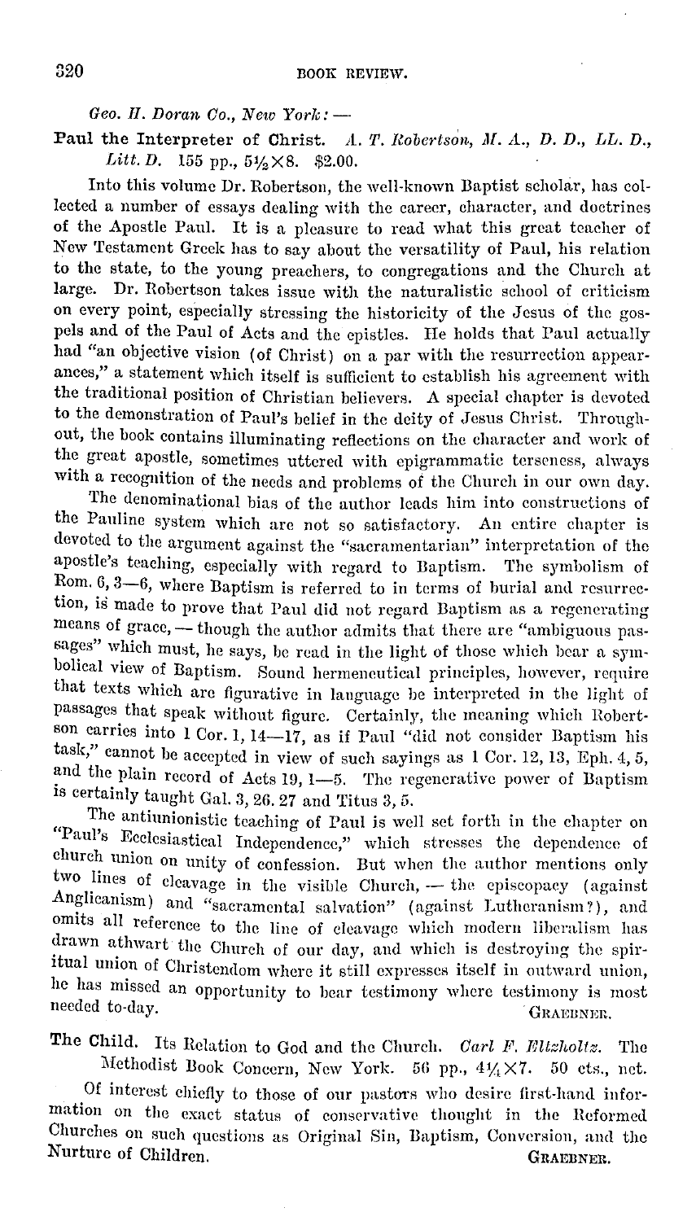*Geo. H. Doran Co., New York:* —

**Paul the Interpreter of Christ.** *A. T. Robertson, M. A., D. D., LL. D., Litt. D.* 155 pp., 5½×8. $2.00.

Into this volume Dr. Robertson, the well-known Baptist scholar, has collected a number of essays dealing with the career, character, and doctrines of the Apostle Paul. It is a pleasure to read what this great teacher of New Testament Greek has to say about the versatility of Paul, his relation to the state, to the young preachers, to congregations and the Church at large. Dr. Robertson takes issue with the naturalistic school of criticism on every point, especially stressing the historicity of the Jesus of the gospels and of the Paul of Acts and the epistles. He holds that Paul actually had "an objective vision (of Christ) on a par with the resurrection appearances," a statement which itself is sufficient to establish his agreement with the traditional position of Christian believers. A special chapter is devoted to the demonstration of Paul's belief in the deity of Jesus Christ. Throughout, the book contains illuminating reflections on the character and work of the great apostle, sometimes uttered with epigrammatic terseness, always with a recognition of the needs and problems of the Church in our own day.

The denominational bias of the author leads him into constructions of the Pauline system which are not so satisfactory. An entire chapter is devoted to the argument against the "sacramentarian" interpretation of the apostle's teaching, especially with regard to Baptism. The symbolism of Rom. 6, 3—6, where Baptism is referred to in terms of burial and resurrection, is made to prove that Paul did not regard Baptism as a regenerating means of grace, — though the author admits that there are "ambiguous passages" which must, he says, be read in the light of those which bear a symbolical view of Baptism. Sound hermeneutical principles, however, require that texts which are figurative in language be interpreted in the light of passages that speak without figure. Certainly, the meaning which Robertson carries into 1 Cor. 1, 14—17, as if Paul "did not consider Baptism his task," cannot be accepted in view of such sayings as 1 Cor. 12, 13, Eph. 4, 5, and the plain record of Acts 19, 1—5. The regenerative power of Baptism is certainly taught Gal. 3, 26. 27 and Titus 3, 5.

The antiunionistic teaching of Paul is well set forth in the chapter on "Paul's Ecclesiastical Independence," which stresses the dependence of church union on unity of confession. But when the author mentions only two lines of cleavage in the visible Church, — the episcopacy (against Anglicanism) and "sacramental salvation" (against Lutheranism?), and omits all reference to the line of cleavage which modern liberalism has drawn athwart the Church of our day, and which is destroying the spiritual union of Christendom where it still expresses itself in outward union, he has missed an opportunity to bear testimony where testimony is most needed to-day.

GRAEBNER.

**The Child.** Its Relation to God and the Church. *Carl F. Eltzholtz.* The Methodist Book Concern, New York. 56 pp., 4¼×7. 50 cts., net.

Of interest chiefly to those of our pastors who desire first-hand information on the exact status of conservative thought in the Reformed Churches on such questions as Original Sin, Baptism, Conversion, and the Nurture of Children.

GRAEBNER.